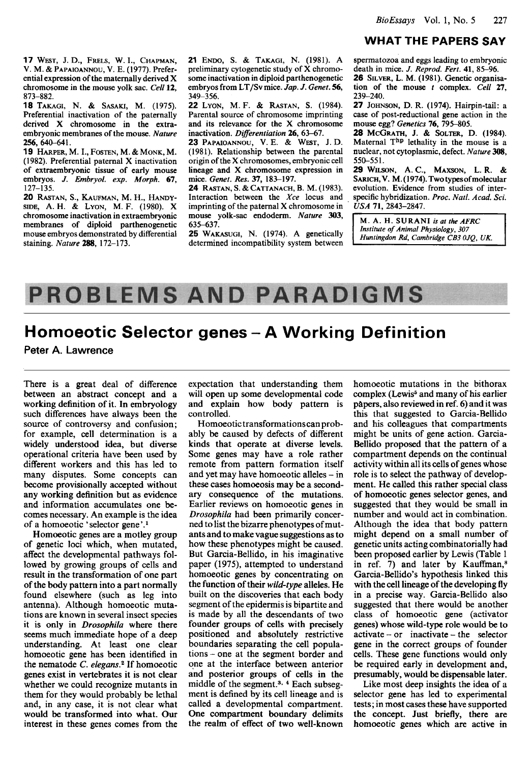17 West, J. D., Frels, W. I., Chapman, V. M. & Papaioannou, V. E. (1977). Preferential expression of the maternally derived X chromosome in the mouse yolk sac. *Cell* **12**, 873–882.

18 Takagi, N. & Sasaki, M. (1975). Preferential inactivation of the paternally derived X chromosome in the extra-embryonic membranes of the mouse. *Nature* **256**, 640–641.

19 Harper, M. I., Fosten, M. & Monk, M. (1982). Preferential paternal X inactivation of extraembryonic tissue of early mouse embryos. *J. Embryol. exp. Morph.* **67**, 127–135.

20 Rastan, S., Kaufman, M. H., Handyside, A. H. & Lyon, M. F. (1980). X chromosome inactivation in extraembryonic membranes of diploid parthenogenetic mouse embryos demonstrated by differential staining. *Nature* **288**, 172–173.

21 Endo, S. & Takagi, N. (1981). A preliminary cytogenetic study of X chromosome inactivation in diploid parthenogenetic embryos from LT/Sv mice. *Jap. J. Genet.* **56**, 349–356.

22 Lyon, M. F. & Rastan, S. (1984). Parental source of chromosome imprinting and its relevance for the X chromosome inactivation. *Differentiation* **26**, 63–67.

23 Papaioannou, V. E. & West, J. D. (1981). Relationship between the parental origin of the X chromosomes, embryonic cell lineage and X chromosome expression in mice. *Genet. Res.* **37**, 183–197.

24 Rastan, S. & Cattanach, B. M. (1983). Interaction between the *Xce* locus and imprinting of the paternal X chromosome in mouse yolk-sac endoderm. *Nature* **303**, 635–637.

25 Wakasugi, N. (1974). A genetically determined incompatibility system between spermatozoa and eggs leading to embryonic death in mice. *J. Reprod. Fert.* **41**, 85–96.

26 Silver, L. M. (1981). Genetic organisation of the mouse *t* complex. *Cell* **27**, 239–240.

27 Johnson, D. R. (1974). Hairpin-tail: a case of post-reductional gene action in the mouse egg? *Genetics* **76**, 795–805.

28 McGrath, J. & Solter, D. (1984). Maternal $T^{hp}$ lethality in the mouse is a nuclear, not cytoplasmic, defect. *Nature* **308**, 550–551.

29 Wilson, A. C., Maxson, L. R. & Sarich, V. M. (1974). Two types of molecular evolution. Evidence from studies of interspecific hybridization. *Proc. Natl. Acad. Sci. USA* **71**, 2843–2847.

M. A. H. Surani *is at the AFRC Institute of Animal Physiology, 307 Huntingdon Rd, Cambridge CB3 0JQ, UK.*

# PROBLEMS AND PARADIGMS

## Homoeotic Selector genes – A Working Definition

Peter A. Lawrence

There is a great deal of difference between an abstract concept and a working definition of it. In embryology such differences have always been the source of controversy and confusion; for example, cell determination is a widely understood idea, but diverse operational criteria have been used by different workers and this has led to many disputes. Some concepts can become provisionally accepted without any working definition but as evidence and information accumulates one becomes necessary. An example is the idea of a homoeotic 'selector gene'.[1]

Homoeotic genes are a motley group of genetic loci which, when mutated, affect the developmental pathways followed by growing groups of cells and result in the transformation of one part of the body pattern into a part normally found elsewhere (such as leg into antenna). Although homoeotic mutations are known in several insect species it is only in *Drosophila* where there seems much immediate hope of a deep understanding. At least one clear homoeotic gene has been identified in the nematode *C. elegans*.[2] If homoeotic genes exist in vertebrates it is not clear whether we could recognize mutants in them for they would probably be lethal and, in any case, it is not clear what would be transformed into what. Our interest in these genes comes from the expectation that understanding them will open up some developmental code and explain how body pattern is controlled.

Homoeotic transformations can probably be caused by defects of different kinds that operate at diverse levels. Some genes may have a role rather remote from pattern formation itself and yet may have homoeotic alleles – in these cases homoeosis may be a secondary consequence of the mutations. Earlier reviews on homoeotic genes in *Drosophila* had been primarily concerned to list the bizarre phenotypes of mutants and to make vague suggestions as to how these phenotypes might be caused. But Garcia-Bellido, in his imaginative paper (1975), attempted to understand homoeotic genes by concentrating on the function of their *wild-type* alleles. He built on the discoveries that each body segment of the epidermis is bipartite and is made by all the descendants of two founder groups of cells with precisely positioned and absolutely restrictive boundaries separating the cell populations – one at the segment border and one at the interface between anterior and posterior groups of cells in the middle of the segment.[3,4] Each subsegment is defined by its cell lineage and is called a developmental compartment. One compartment boundary delimits the realm of effect of two well-known homoeotic mutations in the bithorax complex (Lewis[5] and many of his earlier papers, also reviewed in ref. 6) and it was this that suggested to Garcia-Bellido and his colleagues that compartments might be units of gene action. Garcia-Bellido proposed that the pattern of a compartment depends on the continual activity within all its cells of genes whose role is to select the pathway of development. He called this rather special class of homoeotic genes selector genes, and suggested that they would be small in number and would act in combination. Although the idea that body pattern might depend on a small number of genetic units acting combinatorially had been proposed earlier by Lewis (Table 1 in ref. 7) and later by Kauffman,[8] Garcia-Bellido's hypothesis linked this with the cell lineage of the developing fly in a precise way. Garcia-Bellido also suggested that there would be another class of homoeotic gene (activator genes) whose wild-type role would be to activate – or inactivate – the selector gene in the correct groups of founder cells. These gene functions would only be required early in development and, presumably, would be dispensable later.

Like most deep insights the idea of a selector gene has led to experimental tests; in most cases these have supported the concept. Just briefly, there are homoeotic genes which are active in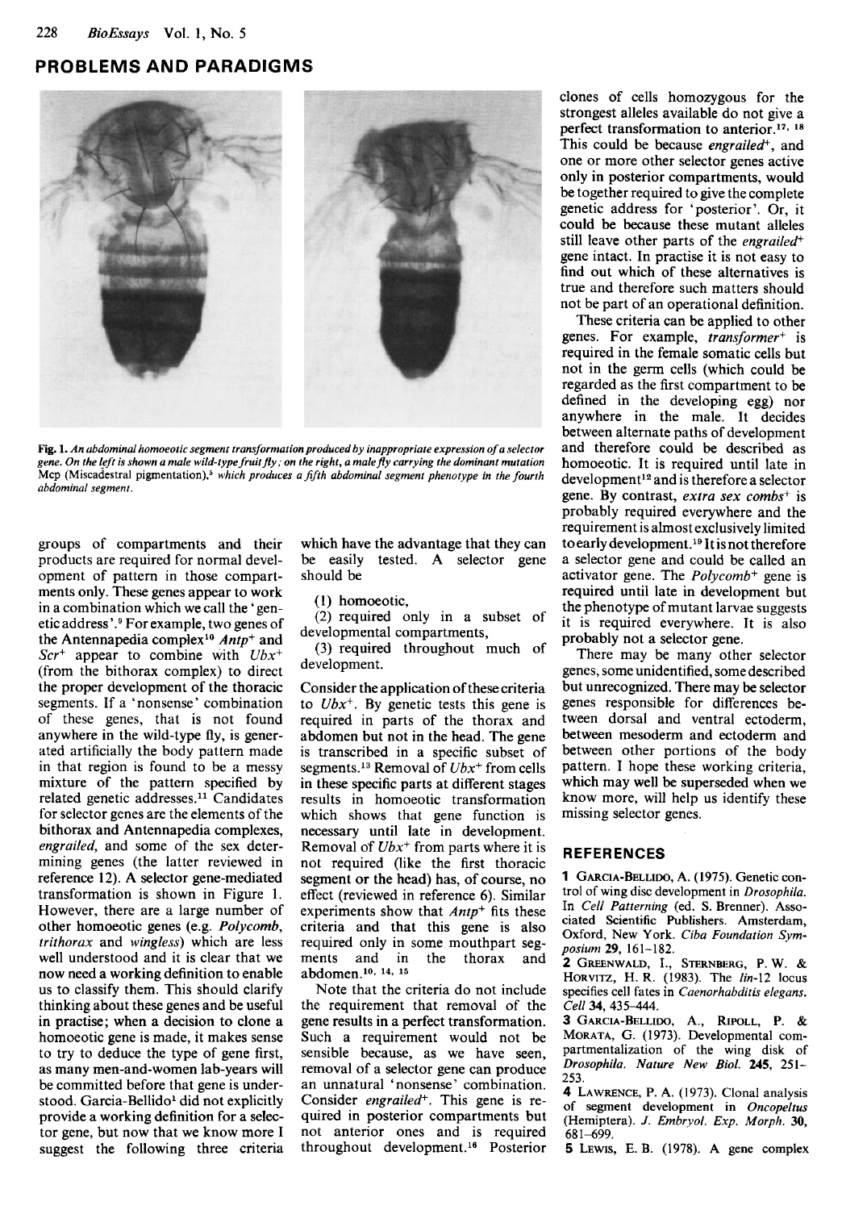## PROBLEMS AND PARADIGMS

**Fig. 1.** *An abdominal homoeotic segment transformation produced by inappropriate expression of a selector gene. On the left is shown a male wild-type fruit fly; on the right, a male fly carrying the dominant mutation* Mcp (Miscadestral pigmentation),[5] *which produces a fifth abdominal segment phenotype in the fourth abdominal segment.*

groups of compartments and their products are required for normal development of pattern in those compartments only. These genes appear to work in a combination which we call the 'genetic address'.[9] For example, two genes of the Antennapedia complex[10] *Antp*$^+$ and *Scr*$^+$ appear to combine with *Ubx*$^+$ (from the bithorax complex) to direct the proper development of the thoracic segments. If a 'nonsense' combination of these genes, that is not found anywhere in the wild-type fly, is generated artificially the body pattern made in that region is found to be a messy mixture of the pattern specified by related genetic addresses.[11] Candidates for selector genes are the elements of the bithorax and Antennapedia complexes, *engrailed*, and some of the sex determining genes (the latter reviewed in reference 12). A selector gene-mediated transformation is shown in Figure 1. However, there are a large number of other homoeotic genes (e.g. *Polycomb*, *trithorax* and *wingless*) which are less well understood and it is clear that we now need a working definition to enable us to classify them. This should clarify thinking about these genes and be useful in practise; when a decision to clone a homoeotic gene is made, it makes sense to try to deduce the type of gene first, as many men-and-women lab-years will be committed before that gene is understood. Garcia-Bellido[1] did not explicitly provide a working definition for a selector gene, but now that we know more I suggest the following three criteria which have the advantage that they can be easily tested. A selector gene should be

(1) homoeotic,

(2) required only in a subset of developmental compartments,

(3) required throughout much of development.

Consider the application of these criteria to *Ubx*$^+$. By genetic tests this gene is required in parts of the thorax and abdomen but not in the head. The gene is transcribed in a specific subset of segments.[13] Removal of *Ubx*$^+$ from cells in these specific parts at different stages results in homoeotic transformation which shows that gene function is necessary until late in development. Removal of *Ubx*$^+$ from parts where it is not required (like the first thoracic segment or the head) has, of course, no effect (reviewed in reference 6). Similar experiments show that *Antp*$^+$ fits these criteria and that this gene is also required only in some mouthpart segments and in the thorax and abdomen.[10, 14, 15]

Note that the criteria do not include the requirement that removal of the gene results in a perfect transformation. Such a requirement would not be sensible because, as we have seen, removal of a selector gene can produce an unnatural 'nonsense' combination. Consider *engrailed*$^+$. This gene is required in posterior compartments but not anterior ones and is required throughout development.[16] Posterior clones of cells homozygous for the strongest alleles available do not give a perfect transformation to anterior.[17, 18] This could be because *engrailed*$^+$, and one or more other selector genes active only in posterior compartments, would be together required to give the complete genetic address for 'posterior'. Or, it could be because these mutant alleles still leave other parts of the *engrailed*$^+$ gene intact. In practise it is not easy to find out which of these alternatives is true and therefore such matters should not be part of an operational definition.

These criteria can be applied to other genes. For example, *transformer*$^+$ is required in the female somatic cells but not in the germ cells (which could be regarded as the first compartment to be defined in the developing egg) nor anywhere in the male. It decides between alternate paths of development and therefore could be described as homoeotic. It is required until late in development[12] and is therefore a selector gene. By contrast, *extra sex combs*$^+$ is probably required everywhere and the requirement is almost exclusively limited to early development.[19] It is not therefore a selector gene and could be called an activator gene. The *Polycomb*$^+$ gene is required until late in development but the phenotype of mutant larvae suggests it is required everywhere. It is also probably not a selector gene.

There may be many other selector genes, some unidentified, some described but unrecognized. There may be selector genes responsible for differences between dorsal and ventral ectoderm, between mesoderm and ectoderm and between other portions of the body pattern. I hope these working criteria, which may well be superseded when we know more, will help us identify these missing selector genes.

## REFERENCES

1 Garcia-Bellido, A. (1975). Genetic control of wing disc development in *Drosophila*. In *Cell Patterning* (ed. S. Brenner). Associated Scientific Publishers. Amsterdam, Oxford, New York. *Ciba Foundation Symposium* **29**, 161–182.

2 Greenwald, I., Sternberg, P. W. & Horvitz, H. R. (1983). The *lin*-12 locus specifies cell fates in *Caenorhabditis elegans*. *Cell* **34**, 435–444.

3 Garcia-Bellido, A., Ripoll, P. & Morata, G. (1973). Developmental compartmentalization of the wing disk of *Drosophila*. *Nature New Biol.* **245**, 251–253.

4 Lawrence, P. A. (1973). Clonal analysis of segment development in *Oncopeltus* (Hemiptera). *J. Embryol. Exp. Morph.* **30**, 681–699.

5 Lewis, E. B. (1978). A gene complex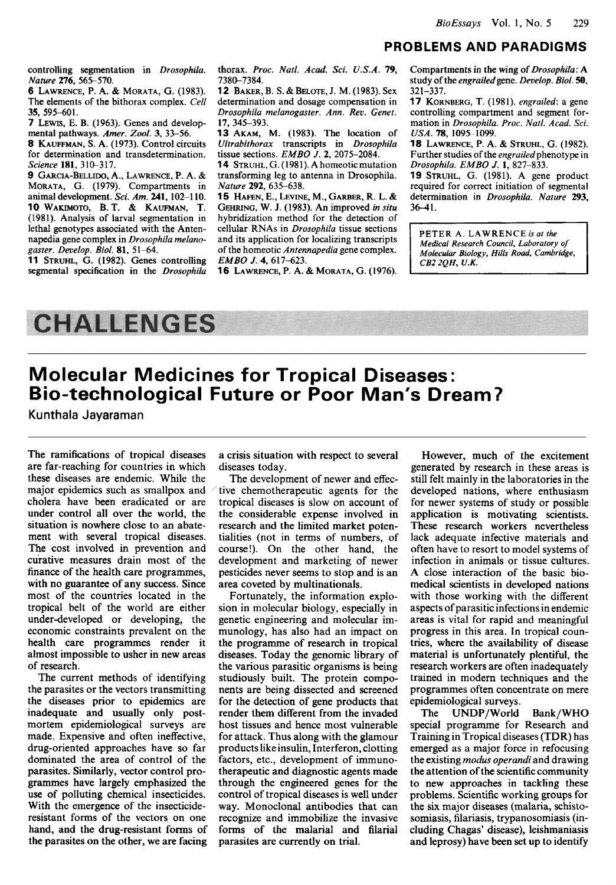controlling segmentation in *Drosophila*. *Nature* **276**, 565–570.

**6** LAWRENCE, P. A. & MORATA, G. (1983). The elements of the bithorax complex. *Cell* **35**, 595–601.

**7** LEWIS, E. B. (1963). Genes and developmental pathways. *Amer. Zool.* **3**, 33–56.

**8** KAUFFMAN, S. A. (1973). Control circuits for determination and transdetermination. *Science* **181**, 310–317.

**9** GARCIA-BELLIDO, A., LAWRENCE, P. A. & MORATA, G. (1979). Compartments in animal development. *Sci. Am.* **241**, 102–110.

**10** WAKIMOTO, B. T. & KAUFMAN, T. (1981). Analysis of larval segmentation in lethal genotypes associated with the Antennapedia gene complex in *Drosophila melanogaster*. *Develop. Biol.* **81**, 51–64.

**11** STRUHL, G. (1982). Genes controlling segmental specification in the *Drosophila* thorax. *Proc. Natl. Acad. Sci. U.S.A.* **79**, 7380–7384.

**12** BAKER, B. S. & BELOTE, J. M. (1983). Sex determination and dosage compensation in *Drosophila melanogaster*. *Ann. Rev. Genet.* **17**, 345–393.

**13** AKAM, M. (1983). The location of *Ultrabithorax* transcripts in *Drosophila* tissue sections. *EMBO J.* **2**, 2075–2084.

**14** STRUHL, G. (1981). A homeotic mutation transforming leg to antenna in Drosophila. *Nature* **292**, 635–638.

**15** HAFEN, E., LEVINE, M., GARBER, R. L. & GEHRING, W. J. (1983). An improved *in situ* hybridization method for the detection of cellular RNAs in *Drosophila* tissue sections and its application for localizing transcripts of the homeotic *Antennapedia* gene complex. *EMBO J.* **4**, 617–623.

**16** LAWRENCE, P. A. & MORATA, G. (1976). Compartments in the wing of *Drosophila*: A study of the *engrailed* gene. *Develop. Biol.* **50**, 321–337.

**17** KORNBERG, T. (1981). *engrailed*: a gene controlling compartment and segment formation in *Drosophila*. *Proc. Natl. Acad. Sci. USA*. **78**, 1095–1099.

**18** LAWRENCE, P. A. & STRUHL, G. (1982). Further studies of the *engrailed* phenotype in *Drosophila*. *EMBO J.* **1**, 827–833.

**19** STRUHL, G. (1981). A gene product required for correct initiation of segmental determination in *Drosophila*. *Nature* **293**, 36–41.

PETER A. LAWRENCE *is at the Medical Research Council, Laboratory of Molecular Biology, Hills Road, Cambridge, CB2 2QH, U.K.*

# CHALLENGES

## Molecular Medicines for Tropical Diseases: Bio-technological Future or Poor Man's Dream?

Kunthala Jayaraman

The ramifications of tropical diseases are far-reaching for countries in which these diseases are endemic. While the major epidemics such as smallpox and cholera have been eradicated or are under control all over the world, the situation is nowhere close to an abatement with several tropical diseases. The cost involved in prevention and curative measures drain most of the finance of the health care programmes, with no guarantee of any success. Since most of the countries located in the tropical belt of the world are either under-developed or developing, the economic constraints prevalent on the health care programmes render it almost impossible to usher in new areas of research.

The current methods of identifying the parasites or the vectors transmitting the diseases prior to epidemics are inadequate and usually only postmortem epidemiological surveys are made. Expensive and often ineffective, drug-oriented approaches have so far dominated the area of control of the parasites. Similarly, vector control programmes have largely emphasized the use of polluting chemical insecticides. With the emergence of the insecticide-resistant forms of the vectors on one hand, and the drug-resistant forms of the parasites on the other, we are facing a crisis situation with respect to several diseases today.

The development of newer and effective chemotherapeutic agents for the tropical diseases is slow on account of the considerable expense involved in research and the limited market potentialities (not in terms of numbers, of course!). On the other hand, the development and marketing of newer pesticides never seems to stop and is an area coveted by multinationals.

Fortunately, the information explosion in molecular biology, especially in genetic engineering and molecular immunology, has also had an impact on the programme of research in tropical diseases. Today the genomic library of the various parasitic organisms is being studiously built. The protein components are being dissected and screened for the detection of gene products that render them different from the invaded host tissues and hence most vulnerable for attack. Thus along with the glamour products like insulin, Interferon, clotting factors, etc., development of immunotherapeutic and diagnostic agents made through the engineered genes for the control of tropical diseases is well under way. Monoclonal antibodies that can recognize and immobilize the invasive forms of the malarial and filarial parasites are currently on trial.

However, much of the excitement generated by research in these areas is still felt mainly in the laboratories in the developed nations, where enthusiasm for newer systems of study or possible application is motivating scientists. These research workers nevertheless lack adequate infective materials and often have to resort to model systems of infection in animals or tissue cultures. A close interaction of the basic biomedical scientists in developed nations with those working with the different aspects of parasitic infections in endemic areas is vital for rapid and meaningful progress in this area. In tropical countries, where the availability of disease material is unfortunately plentiful, the research workers are often inadequately trained in modern techniques and the programmes often concentrate on mere epidemiological surveys.

The UNDP/World Bank/WHO special programme for Research and Training in Tropical diseases (TDR) has emerged as a major force in refocusing the existing *modus operandi* and drawing the attention of the scientific community to new approaches in tackling these problems. Scientific working groups for the six major diseases (malaria, schistosomiasis, filariasis, trypanosomiasis (including Chagas' disease), leishmaniasis and leprosy) have been set up to identify